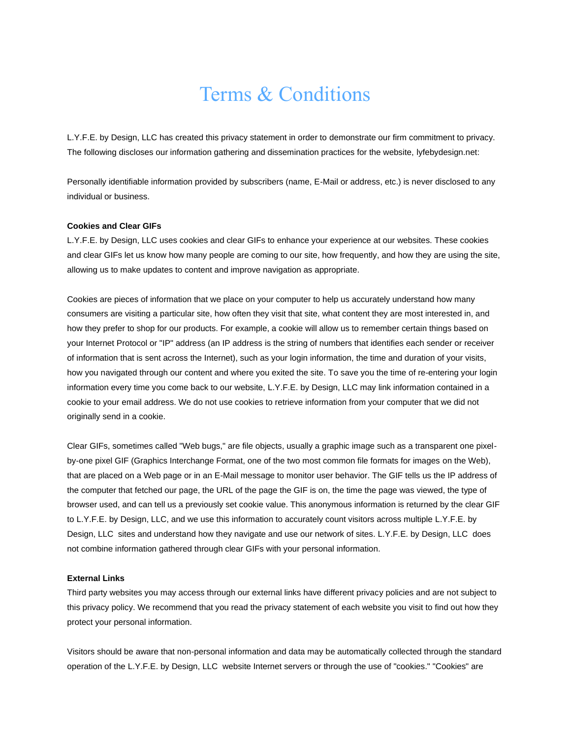# Terms & Conditions

L.Y.F.E. by Design, LLC has created this privacy statement in order to demonstrate our firm commitment to privacy. The following discloses our information gathering and dissemination practices for the website, lyfebydesign.net:

Personally identifiable information provided by subscribers (name, E-Mail or address, etc.) is never disclosed to any individual or business.

**Cookies and Clear GIFs**

L.Y.F.E. by Design, LLC uses cookies and clear GIFs to enhance your experience at our websites. These cookies and clear GIFs let us know how many people are coming to our site, how frequently, and how they are using the site, allowing us to make updates to content and improve navigation as appropriate.

Cookies are pieces of information that we place on your computer to help us accurately understand how many consumers are visiting a particular site, how often they visit that site, what content they are most interested in, and how they prefer to shop for our products. For example, a cookie will allow us to remember certain things based on your Internet Protocol or "IP" address (an IP address is the string of numbers that identifies each sender or receiver of information that is sent across the Internet), such as your login information, the time and duration of your visits, how you navigated through our content and where you exited the site. To save you the time of re-entering your login information every time you come back to our website, L.Y.F.E. by Design, LLC may link information contained in a cookie to your email address. We do not use cookies to retrieve information from your computer that we did not originally send in a cookie.

Clear GIFs, sometimes called "Web bugs," are file objects, usually a graphic image such as a transparent one pixel-by-one pixel GIF (Graphics Interchange Format, one of the two most common file formats for images on the Web), that are placed on a Web page or in an E-Mail message to monitor user behavior. The GIF tells us the IP address of the computer that fetched our page, the URL of the page the GIF is on, the time the page was viewed, the type of browser used, and can tell us a previously set cookie value. This anonymous information is returned by the clear GIF to L.Y.F.E. by Design, LLC, and we use this information to accurately count visitors across multiple L.Y.F.E. by Design, LLC sites and understand how they navigate and use our network of sites. L.Y.F.E. by Design, LLC does not combine information gathered through clear GIFs with your personal information.

**External Links**

Third party websites you may access through our external links have different privacy policies and are not subject to this privacy policy. We recommend that you read the privacy statement of each website you visit to find out how they protect your personal information.

Visitors should be aware that non-personal information and data may be automatically collected through the standard operation of the L.Y.F.E. by Design, LLC website Internet servers or through the use of "cookies." "Cookies" are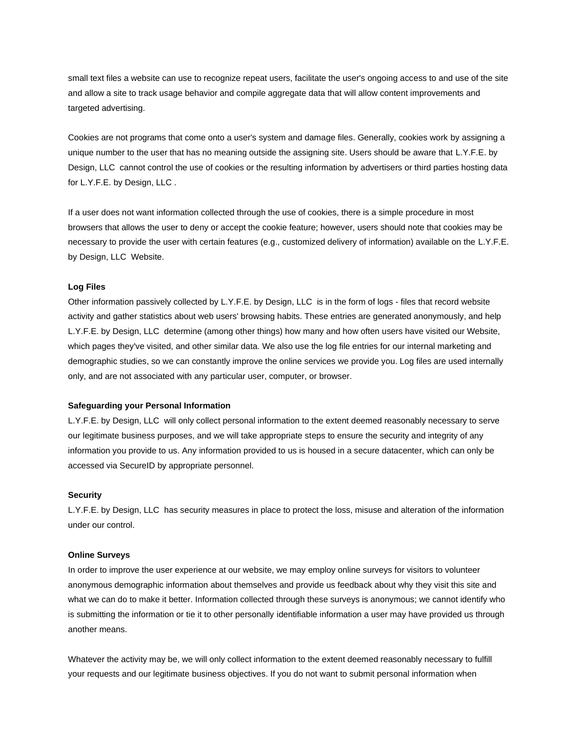small text files a website can use to recognize repeat users, facilitate the user's ongoing access to and use of the site and allow a site to track usage behavior and compile aggregate data that will allow content improvements and targeted advertising.

Cookies are not programs that come onto a user's system and damage files. Generally, cookies work by assigning a unique number to the user that has no meaning outside the assigning site. Users should be aware that L.Y.F.E. by Design, LLC cannot control the use of cookies or the resulting information by advertisers or third parties hosting data for L.Y.F.E. by Design, LLC .

If a user does not want information collected through the use of cookies, there is a simple procedure in most browsers that allows the user to deny or accept the cookie feature; however, users should note that cookies may be necessary to provide the user with certain features (e.g., customized delivery of information) available on the L.Y.F.E. by Design, LLC Website.

**Log Files**

Other information passively collected by L.Y.F.E. by Design, LLC is in the form of logs - files that record website activity and gather statistics about web users' browsing habits. These entries are generated anonymously, and help L.Y.F.E. by Design, LLC determine (among other things) how many and how often users have visited our Website, which pages they've visited, and other similar data. We also use the log file entries for our internal marketing and demographic studies, so we can constantly improve the online services we provide you. Log files are used internally only, and are not associated with any particular user, computer, or browser.

**Safeguarding your Personal Information**

L.Y.F.E. by Design, LLC will only collect personal information to the extent deemed reasonably necessary to serve our legitimate business purposes, and we will take appropriate steps to ensure the security and integrity of any information you provide to us. Any information provided to us is housed in a secure datacenter, which can only be accessed via SecureID by appropriate personnel.

**Security**

L.Y.F.E. by Design, LLC has security measures in place to protect the loss, misuse and alteration of the information under our control.

**Online Surveys**

In order to improve the user experience at our website, we may employ online surveys for visitors to volunteer anonymous demographic information about themselves and provide us feedback about why they visit this site and what we can do to make it better. Information collected through these surveys is anonymous; we cannot identify who is submitting the information or tie it to other personally identifiable information a user may have provided us through another means.

Whatever the activity may be, we will only collect information to the extent deemed reasonably necessary to fulfill your requests and our legitimate business objectives. If you do not want to submit personal information when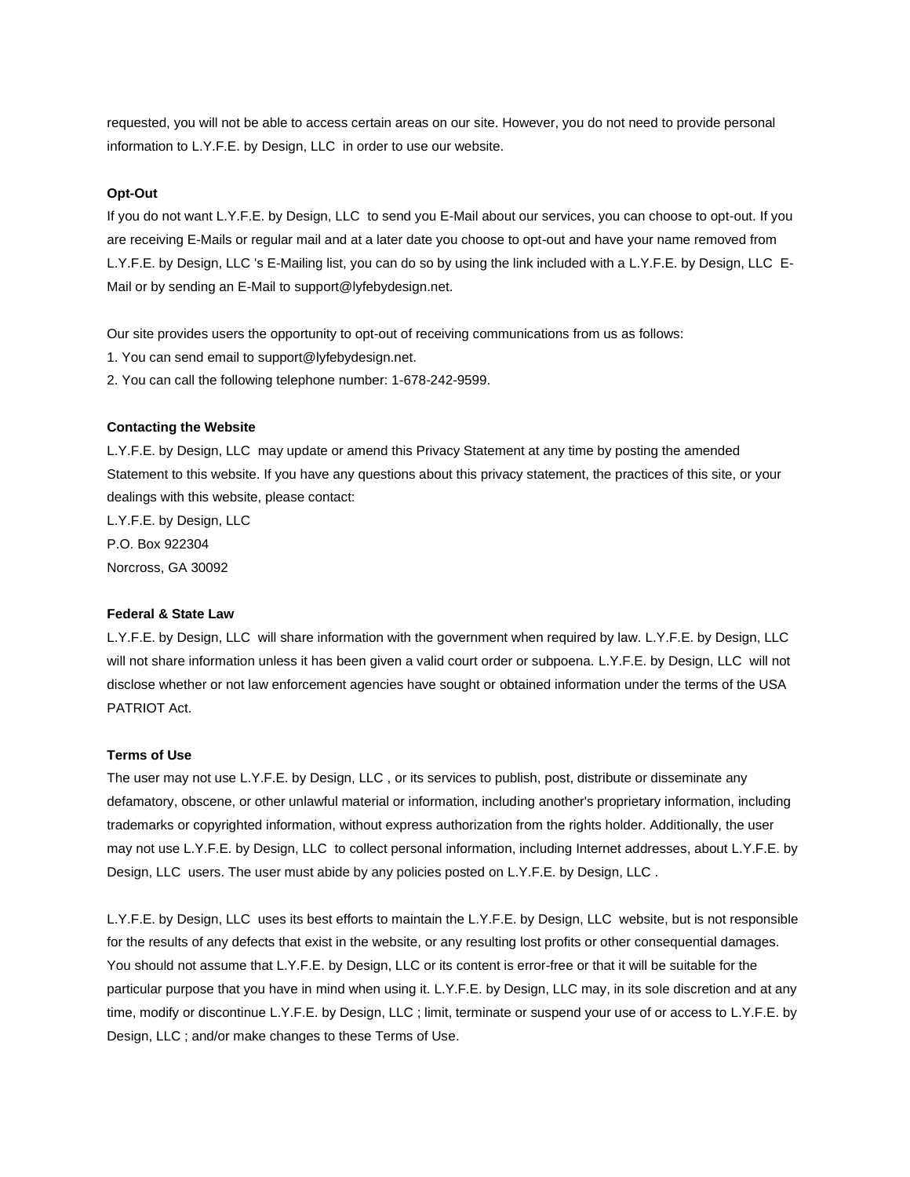requested, you will not be able to access certain areas on our site. However, you do not need to provide personal information to L.Y.F.E. by Design, LLC in order to use our website.

**Opt-Out**

If you do not want L.Y.F.E. by Design, LLC to send you E-Mail about our services, you can choose to opt-out. If you are receiving E-Mails or regular mail and at a later date you choose to opt-out and have your name removed from L.Y.F.E. by Design, LLC 's E-Mailing list, you can do so by using the link included with a L.Y.F.E. by Design, LLC E-Mail or by sending an E-Mail to support@lyfebydesign.net.

Our site provides users the opportunity to opt-out of receiving communications from us as follows:

1. You can send email to support@lyfebydesign.net.
2. You can call the following telephone number: 1-678-242-9599.

**Contacting the Website**

L.Y.F.E. by Design, LLC may update or amend this Privacy Statement at any time by posting the amended Statement to this website. If you have any questions about this privacy statement, the practices of this site, or your dealings with this website, please contact:

L.Y.F.E. by Design, LLC
P.O. Box 922304
Norcross, GA 30092

**Federal & State Law**

L.Y.F.E. by Design, LLC will share information with the government when required by law. L.Y.F.E. by Design, LLC will not share information unless it has been given a valid court order or subpoena. L.Y.F.E. by Design, LLC will not disclose whether or not law enforcement agencies have sought or obtained information under the terms of the USA PATRIOT Act.

**Terms of Use**

The user may not use L.Y.F.E. by Design, LLC , or its services to publish, post, distribute or disseminate any defamatory, obscene, or other unlawful material or information, including another's proprietary information, including trademarks or copyrighted information, without express authorization from the rights holder. Additionally, the user may not use L.Y.F.E. by Design, LLC to collect personal information, including Internet addresses, about L.Y.F.E. by Design, LLC users. The user must abide by any policies posted on L.Y.F.E. by Design, LLC .

L.Y.F.E. by Design, LLC uses its best efforts to maintain the L.Y.F.E. by Design, LLC website, but is not responsible for the results of any defects that exist in the website, or any resulting lost profits or other consequential damages. You should not assume that L.Y.F.E. by Design, LLC or its content is error-free or that it will be suitable for the particular purpose that you have in mind when using it. L.Y.F.E. by Design, LLC may, in its sole discretion and at any time, modify or discontinue L.Y.F.E. by Design, LLC ; limit, terminate or suspend your use of or access to L.Y.F.E. by Design, LLC ; and/or make changes to these Terms of Use.